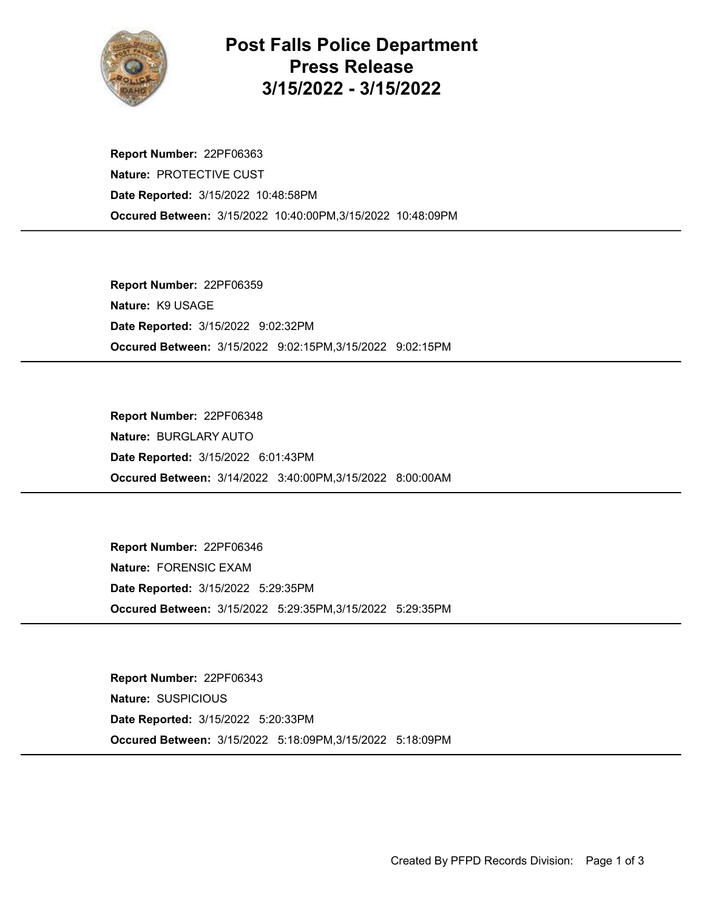# Post Falls Police Department
# Press Release
# 3/15/2022 - 3/15/2022

**Report Number:** 22PF06363
**Nature:** PROTECTIVE CUST
**Date Reported:** 3/15/2022 10:48:58PM
**Occured Between:** 3/15/2022 10:40:00PM,3/15/2022 10:48:09PM

---

**Report Number:** 22PF06359
**Nature:** K9 USAGE
**Date Reported:** 3/15/2022 9:02:32PM
**Occured Between:** 3/15/2022 9:02:15PM,3/15/2022 9:02:15PM

---

**Report Number:** 22PF06348
**Nature:** BURGLARY AUTO
**Date Reported:** 3/15/2022 6:01:43PM
**Occured Between:** 3/14/2022 3:40:00PM,3/15/2022 8:00:00AM

---

**Report Number:** 22PF06346
**Nature:** FORENSIC EXAM
**Date Reported:** 3/15/2022 5:29:35PM
**Occured Between:** 3/15/2022 5:29:35PM,3/15/2022 5:29:35PM

---

**Report Number:** 22PF06343
**Nature:** SUSPICIOUS
**Date Reported:** 3/15/2022 5:20:33PM
**Occured Between:** 3/15/2022 5:18:09PM,3/15/2022 5:18:09PM

---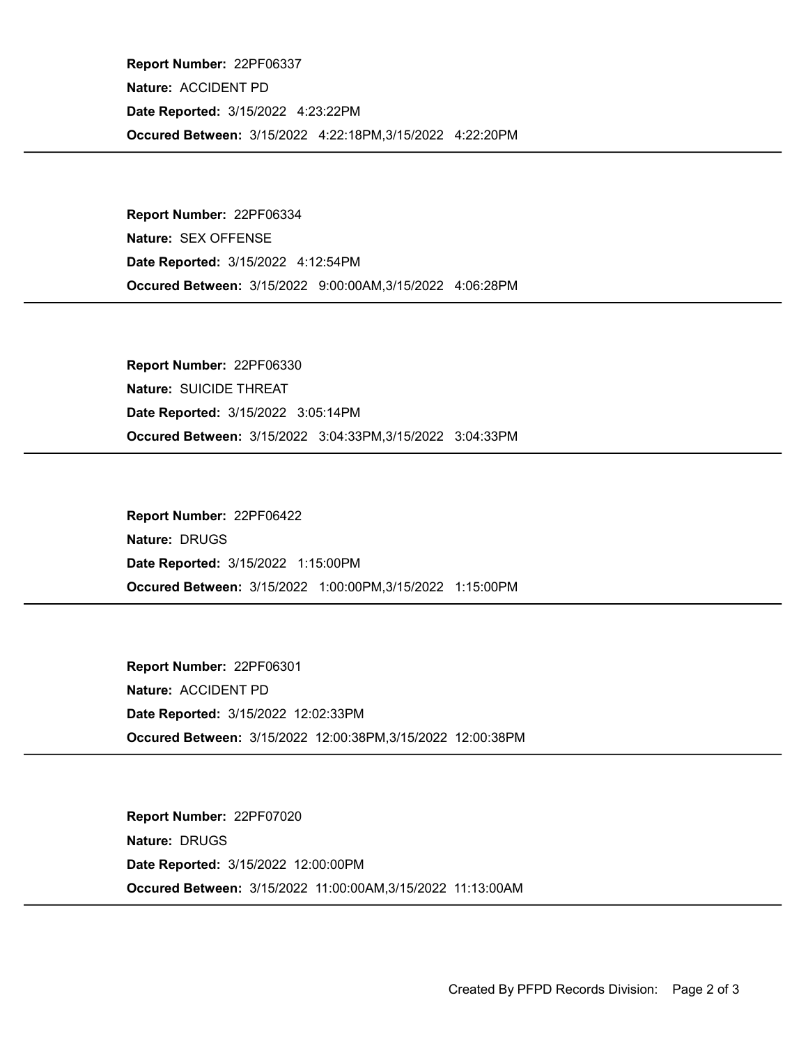**Report Number:** 22PF06337

**Nature:** ACCIDENT PD

**Date Reported:** 3/15/2022 4:23:22PM

**Occured Between:** 3/15/2022 4:22:18PM,3/15/2022 4:22:20PM

---

**Report Number:** 22PF06334

**Nature:** SEX OFFENSE

**Date Reported:** 3/15/2022 4:12:54PM

**Occured Between:** 3/15/2022 9:00:00AM,3/15/2022 4:06:28PM

---

**Report Number:** 22PF06330

**Nature:** SUICIDE THREAT

**Date Reported:** 3/15/2022 3:05:14PM

**Occured Between:** 3/15/2022 3:04:33PM,3/15/2022 3:04:33PM

---

**Report Number:** 22PF06422

**Nature:** DRUGS

**Date Reported:** 3/15/2022 1:15:00PM

**Occured Between:** 3/15/2022 1:00:00PM,3/15/2022 1:15:00PM

---

**Report Number:** 22PF06301

**Nature:** ACCIDENT PD

**Date Reported:** 3/15/2022 12:02:33PM

**Occured Between:** 3/15/2022 12:00:38PM,3/15/2022 12:00:38PM

---

**Report Number:** 22PF07020

**Nature:** DRUGS

**Date Reported:** 3/15/2022 12:00:00PM

**Occured Between:** 3/15/2022 11:00:00AM,3/15/2022 11:13:00AM

---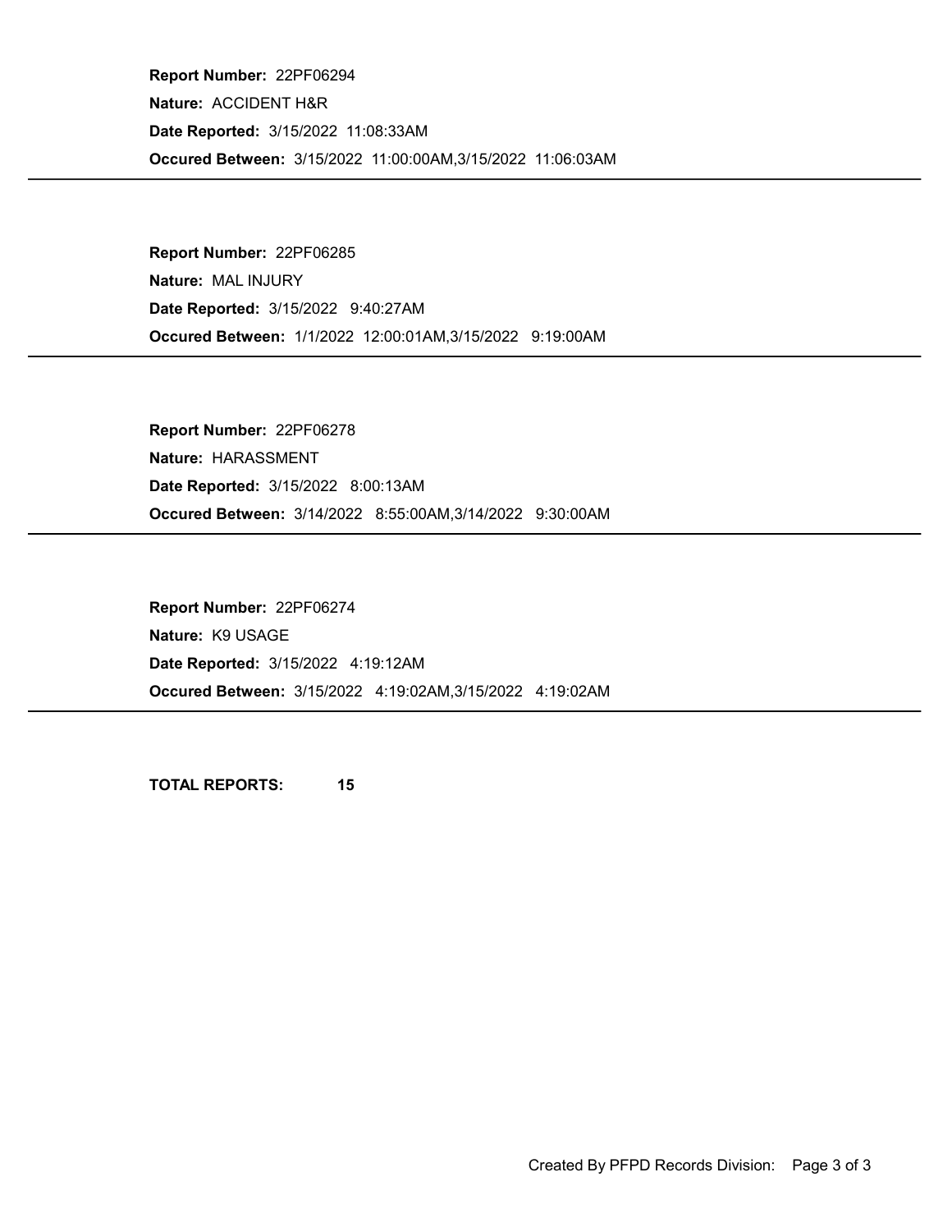**Report Number:** 22PF06294

**Nature:** ACCIDENT H&R

**Date Reported:** 3/15/2022 11:08:33AM

**Occured Between:** 3/15/2022 11:00:00AM,3/15/2022 11:06:03AM

---

**Report Number:** 22PF06285

**Nature:** MAL INJURY

**Date Reported:** 3/15/2022 9:40:27AM

**Occured Between:** 1/1/2022 12:00:01AM,3/15/2022 9:19:00AM

---

**Report Number:** 22PF06278

**Nature:** HARASSMENT

**Date Reported:** 3/15/2022 8:00:13AM

**Occured Between:** 3/14/2022 8:55:00AM,3/14/2022 9:30:00AM

---

**Report Number:** 22PF06274

**Nature:** K9 USAGE

**Date Reported:** 3/15/2022 4:19:12AM

**Occured Between:** 3/15/2022 4:19:02AM,3/15/2022 4:19:02AM

---

**TOTAL REPORTS:** **15**

Created By PFPD Records Division: